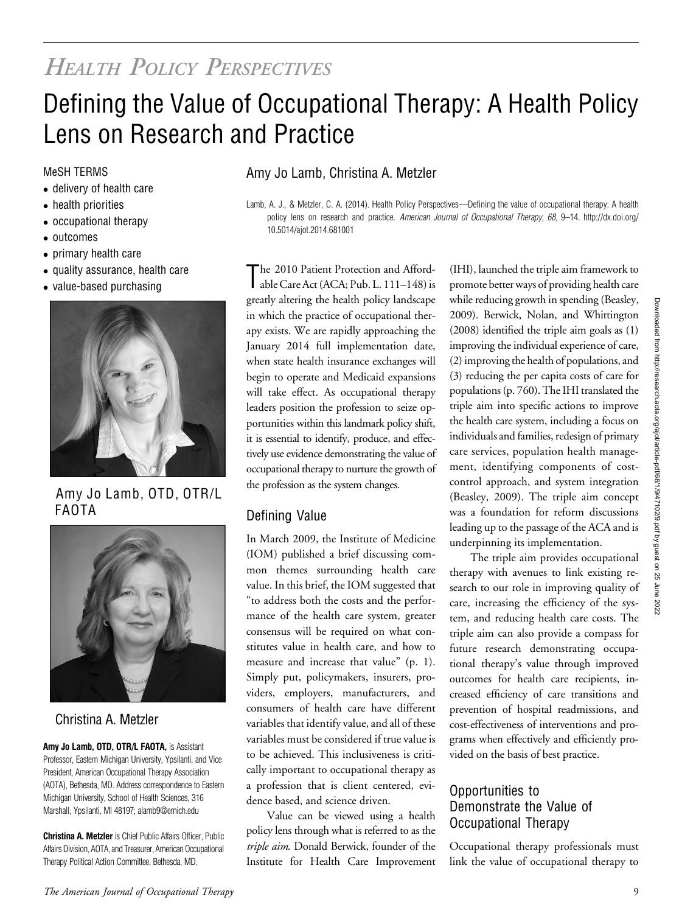# *Health Policy Perspectives*

# Defining the Value of Occupational Therapy: A Health Policy Lens on Research and Practice

MeSH TERMS

- delivery of health care
- health priorities
- occupational therapy
- outcomes
- primary health care
- quality assurance, health care
- value-based purchasing

Amy Jo Lamb, OTD, OTR/L FAOTA

Christina A. Metzler

**Amy Jo Lamb, OTD, OTR/L FAOTA,** is Assistant Professor, Eastern Michigan University, Ypsilanti, and Vice President, American Occupational Therapy Association (AOTA), Bethesda, MD. Address correspondence to Eastern Michigan University, School of Health Sciences, 316 Marshall, Ypsilanti, MI 48197; alamb9@emich.edu

**Christina A. Metzler** is Chief Public Affairs Officer, Public Affairs Division, AOTA, and Treasurer, American Occupational Therapy Political Action Committee, Bethesda, MD.

## Amy Jo Lamb, Christina A. Metzler

Lamb, A. J., & Metzler, C. A. (2014). Health Policy Perspectives—Defining the value of occupational therapy: A health policy lens on research and practice. *American Journal of Occupational Therapy, 68,* 9–14. http://dx.doi.org/10.5014/ajot.2014.681001

The 2010 Patient Protection and Affordable Care Act (ACA; Pub. L. 111–148) is greatly altering the health policy landscape in which the practice of occupational therapy exists. We are rapidly approaching the January 2014 full implementation date, when state health insurance exchanges will begin to operate and Medicaid expansions will take effect. As occupational therapy leaders position the profession to seize opportunities within this landmark policy shift, it is essential to identify, produce, and effectively use evidence demonstrating the value of occupational therapy to nurture the growth of the profession as the system changes.

## Defining Value

In March 2009, the Institute of Medicine (IOM) published a brief discussing common themes surrounding health care value. In this brief, the IOM suggested that "to address both the costs and the performance of the health care system, greater consensus will be required on what constitutes value in health care, and how to measure and increase that value" (p. 1). Simply put, policymakers, insurers, providers, employers, manufacturers, and consumers of health care have different variables that identify value, and all of these variables must be considered if true value is to be achieved. This inclusiveness is critically important to occupational therapy as a profession that is client centered, evidence based, and science driven.

Value can be viewed using a health policy lens through what is referred to as the *triple aim*. Donald Berwick, founder of the Institute for Health Care Improvement (IHI), launched the triple aim framework to promote better ways of providing health care while reducing growth in spending (Beasley, 2009). Berwick, Nolan, and Whittington (2008) identified the triple aim goals as (1) improving the individual experience of care, (2) improving the health of populations, and (3) reducing the per capita costs of care for populations (p. 760). The IHI translated the triple aim into specific actions to improve the health care system, including a focus on individuals and families, redesign of primary care services, population health management, identifying components of cost-control approach, and system integration (Beasley, 2009). The triple aim concept was a foundation for reform discussions leading up to the passage of the ACA and is underpinning its implementation.

The triple aim provides occupational therapy with avenues to link existing research to our role in improving quality of care, increasing the efficiency of the system, and reducing health care costs. The triple aim can also provide a compass for future research demonstrating occupational therapy's value through improved outcomes for health care recipients, increased efficiency of care transitions and prevention of hospital readmissions, and cost-effectiveness of interventions and programs when effectively and efficiently provided on the basis of best practice.

## Opportunities to Demonstrate the Value of Occupational Therapy

Occupational therapy professionals must link the value of occupational therapy to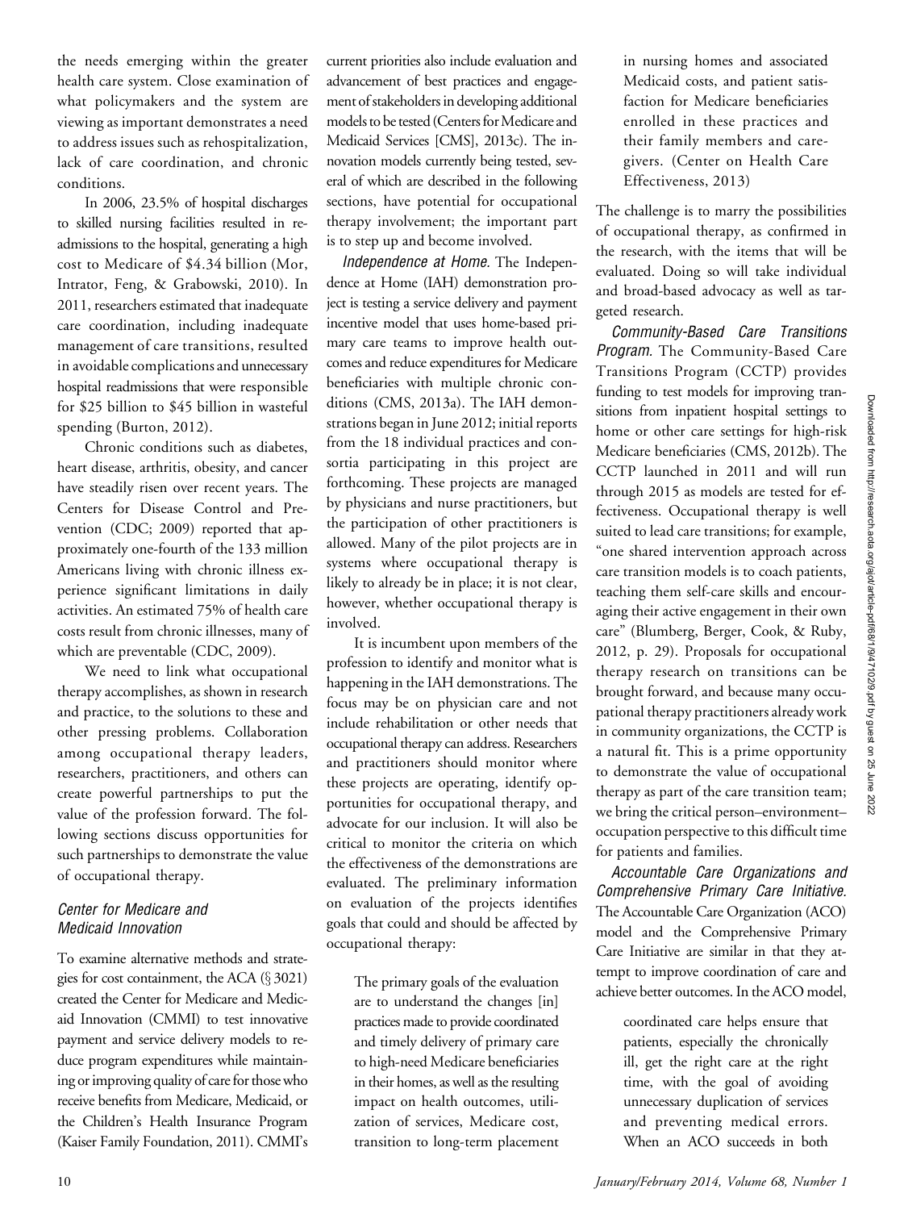the needs emerging within the greater health care system. Close examination of what policymakers and the system are viewing as important demonstrates a need to address issues such as rehospitalization, lack of care coordination, and chronic conditions.

In 2006, 23.5% of hospital discharges to skilled nursing facilities resulted in readmissions to the hospital, generating a high cost to Medicare of $4.34 billion (Mor, Intrator, Feng, & Grabowski, 2010). In 2011, researchers estimated that inadequate care coordination, including inadequate management of care transitions, resulted in avoidable complications and unnecessary hospital readmissions that were responsible for $25 billion to $45 billion in wasteful spending (Burton, 2012).

Chronic conditions such as diabetes, heart disease, arthritis, obesity, and cancer have steadily risen over recent years. The Centers for Disease Control and Prevention (CDC; 2009) reported that approximately one-fourth of the 133 million Americans living with chronic illness experience significant limitations in daily activities. An estimated 75% of health care costs result from chronic illnesses, many of which are preventable (CDC, 2009).

We need to link what occupational therapy accomplishes, as shown in research and practice, to the solutions to these and other pressing problems. Collaboration among occupational therapy leaders, researchers, practitioners, and others can create powerful partnerships to put the value of the profession forward. The following sections discuss opportunities for such partnerships to demonstrate the value of occupational therapy.

### *Center for Medicare and Medicaid Innovation*

To examine alternative methods and strategies for cost containment, the ACA (§ 3021) created the Center for Medicare and Medicaid Innovation (CMMI) to test innovative payment and service delivery models to reduce program expenditures while maintaining or improving quality of care for those who receive benefits from Medicare, Medicaid, or the Children's Health Insurance Program (Kaiser Family Foundation, 2011). CMMI's current priorities also include evaluation and advancement of best practices and engagement of stakeholders in developing additional models to be tested (Centers for Medicare and Medicaid Services [CMS], 2013c). The innovation models currently being tested, several of which are described in the following sections, have potential for occupational therapy involvement; the important part is to step up and become involved.

*Independence at Home.* The Independence at Home (IAH) demonstration project is testing a service delivery and payment incentive model that uses home-based primary care teams to improve health outcomes and reduce expenditures for Medicare beneficiaries with multiple chronic conditions (CMS, 2013a). The IAH demonstrations began in June 2012; initial reports from the 18 individual practices and consortia participating in this project are forthcoming. These projects are managed by physicians and nurse practitioners, but the participation of other practitioners is allowed. Many of the pilot projects are in systems where occupational therapy is likely to already be in place; it is not clear, however, whether occupational therapy is involved.

It is incumbent upon members of the profession to identify and monitor what is happening in the IAH demonstrations. The focus may be on physician care and not include rehabilitation or other needs that occupational therapy can address. Researchers and practitioners should monitor where these projects are operating, identify opportunities for occupational therapy, and advocate for our inclusion. It will also be critical to monitor the criteria on which the effectiveness of the demonstrations are evaluated. The preliminary information on evaluation of the projects identifies goals that could and should be affected by occupational therapy:

> The primary goals of the evaluation are to understand the changes [in] practices made to provide coordinated and timely delivery of primary care to high-need Medicare beneficiaries in their homes, as well as the resulting impact on health outcomes, utilization of services, Medicare cost, transition to long-term placement in nursing homes and associated Medicaid costs, and patient satisfaction for Medicare beneficiaries enrolled in these practices and their family members and caregivers. (Center on Health Care Effectiveness, 2013)

The challenge is to marry the possibilities of occupational therapy, as confirmed in the research, with the items that will be evaluated. Doing so will take individual and broad-based advocacy as well as targeted research.

*Community-Based Care Transitions Program.* The Community-Based Care Transitions Program (CCTP) provides funding to test models for improving transitions from inpatient hospital settings to home or other care settings for high-risk Medicare beneficiaries (CMS, 2012b). The CCTP launched in 2011 and will run through 2015 as models are tested for effectiveness. Occupational therapy is well suited to lead care transitions; for example, "one shared intervention approach across care transition models is to coach patients, teaching them self-care skills and encouraging their active engagement in their own care" (Blumberg, Berger, Cook, & Ruby, 2012, p. 29). Proposals for occupational therapy research on transitions can be brought forward, and because many occupational therapy practitioners already work in community organizations, the CCTP is a natural fit. This is a prime opportunity to demonstrate the value of occupational therapy as part of the care transition team; we bring the critical person–environment–occupation perspective to this difficult time for patients and families.

*Accountable Care Organizations and Comprehensive Primary Care Initiative.* The Accountable Care Organization (ACO) model and the Comprehensive Primary Care Initiative are similar in that they attempt to improve coordination of care and achieve better outcomes. In the ACO model,

> coordinated care helps ensure that patients, especially the chronically ill, get the right care at the right time, with the goal of avoiding unnecessary duplication of services and preventing medical errors. When an ACO succeeds in both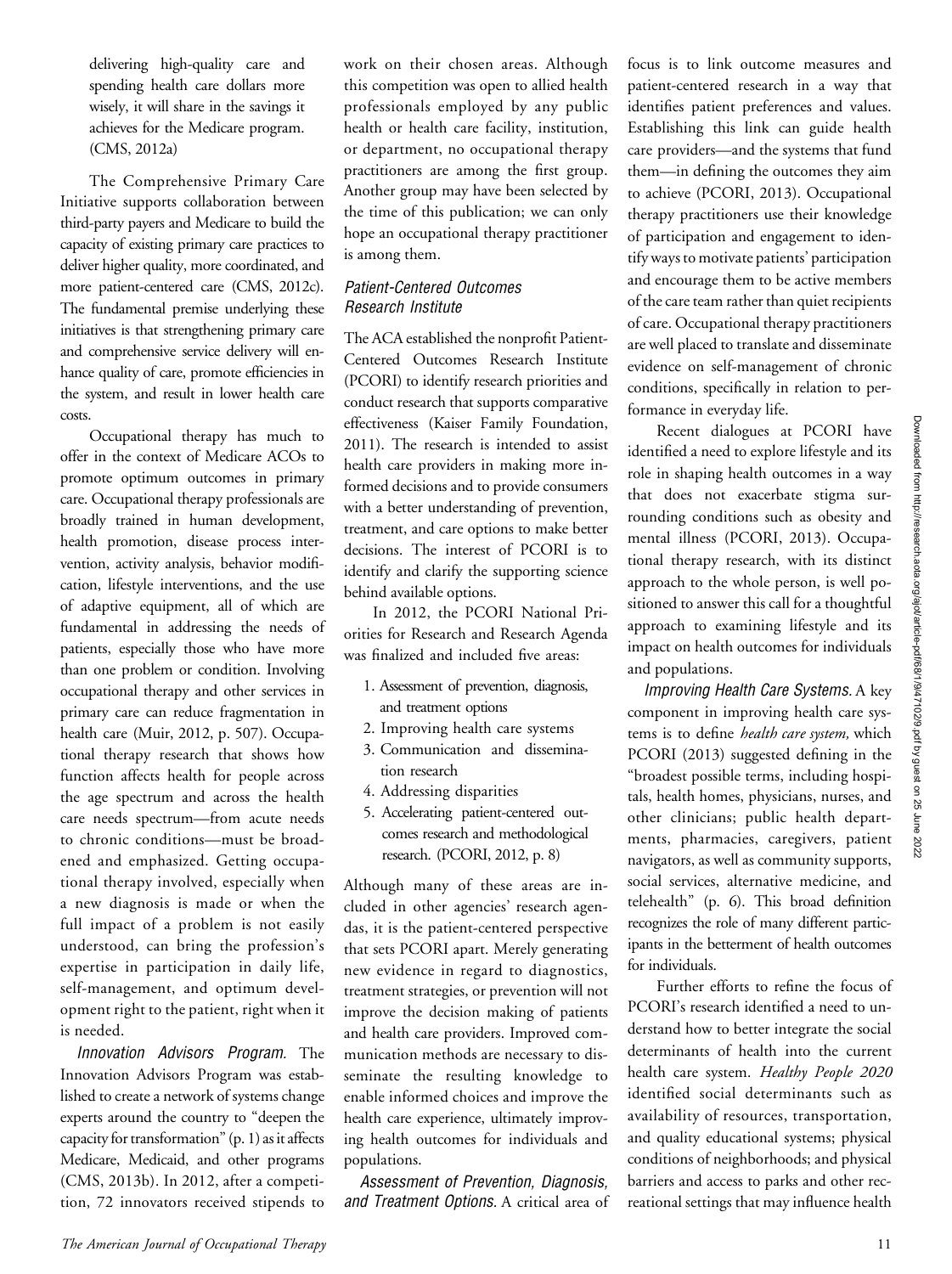delivering high-quality care and spending health care dollars more wisely, it will share in the savings it achieves for the Medicare program. (CMS, 2012a)

The Comprehensive Primary Care Initiative supports collaboration between third-party payers and Medicare to build the capacity of existing primary care practices to deliver higher quality, more coordinated, and more patient-centered care (CMS, 2012c). The fundamental premise underlying these initiatives is that strengthening primary care and comprehensive service delivery will enhance quality of care, promote efficiencies in the system, and result in lower health care costs.

Occupational therapy has much to offer in the context of Medicare ACOs to promote optimum outcomes in primary care. Occupational therapy professionals are broadly trained in human development, health promotion, disease process intervention, activity analysis, behavior modification, lifestyle interventions, and the use of adaptive equipment, all of which are fundamental in addressing the needs of patients, especially those who have more than one problem or condition. Involving occupational therapy and other services in primary care can reduce fragmentation in health care (Muir, 2012, p. 507). Occupational therapy research that shows how function affects health for people across the age spectrum and across the health care needs spectrum—from acute needs to chronic conditions—must be broadened and emphasized. Getting occupational therapy involved, especially when a new diagnosis is made or when the full impact of a problem is not easily understood, can bring the profession's expertise in participation in daily life, self-management, and optimum development right to the patient, right when it is needed.

*Innovation Advisors Program.* The Innovation Advisors Program was established to create a network of systems change experts around the country to "deepen the capacity for transformation" (p. 1) as it affects Medicare, Medicaid, and other programs (CMS, 2013b). In 2012, after a competition, 72 innovators received stipends to work on their chosen areas. Although this competition was open to allied health professionals employed by any public health or health care facility, institution, or department, no occupational therapy practitioners are among the first group. Another group may have been selected by the time of this publication; we can only hope an occupational therapy practitioner is among them.

### *Patient-Centered Outcomes Research Institute*

The ACA established the nonprofit Patient-Centered Outcomes Research Institute (PCORI) to identify research priorities and conduct research that supports comparative effectiveness (Kaiser Family Foundation, 2011). The research is intended to assist health care providers in making more informed decisions and to provide consumers with a better understanding of prevention, treatment, and care options to make better decisions. The interest of PCORI is to identify and clarify the supporting science behind available options.

In 2012, the PCORI National Priorities for Research and Research Agenda was finalized and included five areas:

1. Assessment of prevention, diagnosis, and treatment options
2. Improving health care systems
3. Communication and dissemination research
4. Addressing disparities
5. Accelerating patient-centered outcomes research and methodological research. (PCORI, 2012, p. 8)

Although many of these areas are included in other agencies' research agendas, it is the patient-centered perspective that sets PCORI apart. Merely generating new evidence in regard to diagnostics, treatment strategies, or prevention will not improve the decision making of patients and health care providers. Improved communication methods are necessary to disseminate the resulting knowledge to enable informed choices and improve the health care experience, ultimately improving health outcomes for individuals and populations.

*Assessment of Prevention, Diagnosis, and Treatment Options.* A critical area of focus is to link outcome measures and patient-centered research in a way that identifies patient preferences and values. Establishing this link can guide health care providers—and the systems that fund them—in defining the outcomes they aim to achieve (PCORI, 2013). Occupational therapy practitioners use their knowledge of participation and engagement to identify ways to motivate patients' participation and encourage them to be active members of the care team rather than quiet recipients of care. Occupational therapy practitioners are well placed to translate and disseminate evidence on self-management of chronic conditions, specifically in relation to performance in everyday life.

Recent dialogues at PCORI have identified a need to explore lifestyle and its role in shaping health outcomes in a way that does not exacerbate stigma surrounding conditions such as obesity and mental illness (PCORI, 2013). Occupational therapy research, with its distinct approach to the whole person, is well positioned to answer this call for a thoughtful approach to examining lifestyle and its impact on health outcomes for individuals and populations.

*Improving Health Care Systems.* A key component in improving health care systems is to define *health care system,* which PCORI (2013) suggested defining in the "broadest possible terms, including hospitals, health homes, physicians, nurses, and other clinicians; public health departments, pharmacies, caregivers, patient navigators, as well as community supports, social services, alternative medicine, and telehealth" (p. 6). This broad definition recognizes the role of many different participants in the betterment of health outcomes for individuals.

Further efforts to refine the focus of PCORI's research identified a need to understand how to better integrate the social determinants of health into the current health care system. *Healthy People 2020* identified social determinants such as availability of resources, transportation, and quality educational systems; physical conditions of neighborhoods; and physical barriers and access to parks and other recreational settings that may influence health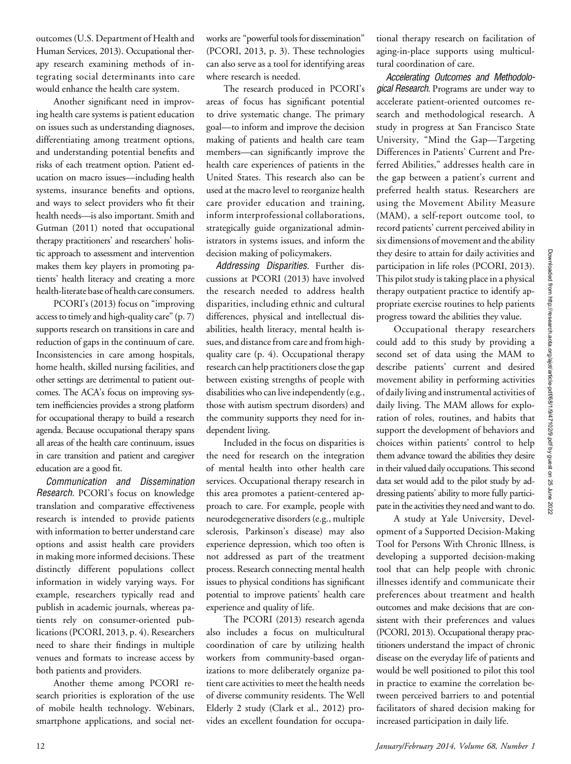outcomes (U.S. Department of Health and Human Services, 2013). Occupational therapy research examining methods of integrating social determinants into care would enhance the health care system.

Another significant need in improving health care systems is patient education on issues such as understanding diagnoses, differentiating among treatment options, and understanding potential benefits and risks of each treatment option. Patient education on macro issues—including health systems, insurance benefits and options, and ways to select providers who fit their health needs—is also important. Smith and Gutman (2011) noted that occupational therapy practitioners' and researchers' holistic approach to assessment and intervention makes them key players in promoting patients' health literacy and creating a more health-literate base of health care consumers.

PCORI's (2013) focus on "improving access to timely and high-quality care" (p. 7) supports research on transitions in care and reduction of gaps in the continuum of care. Inconsistencies in care among hospitals, home health, skilled nursing facilities, and other settings are detrimental to patient outcomes. The ACA's focus on improving system inefficiencies provides a strong platform for occupational therapy to build a research agenda. Because occupational therapy spans all areas of the health care continuum, issues in care transition and patient and caregiver education are a good fit.

*Communication and Dissemination Research.* PCORI's focus on knowledge translation and comparative effectiveness research is intended to provide patients with information to better understand care options and assist health care providers in making more informed decisions. These distinctly different populations collect information in widely varying ways. For example, researchers typically read and publish in academic journals, whereas patients rely on consumer-oriented publications (PCORI, 2013, p. 4). Researchers need to share their findings in multiple venues and formats to increase access by both patients and providers.

Another theme among PCORI research priorities is exploration of the use of mobile health technology. Webinars, smartphone applications, and social networks are "powerful tools for dissemination" (PCORI, 2013, p. 3). These technologies can also serve as a tool for identifying areas where research is needed.

The research produced in PCORI's areas of focus has significant potential to drive systematic change. The primary goal—to inform and improve the decision making of patients and health care team members—can significantly improve the health care experiences of patients in the United States. This research also can be used at the macro level to reorganize health care provider education and training, inform interprofessional collaborations, strategically guide organizational administrators in systems issues, and inform the decision making of policymakers.

*Addressing Disparities.* Further discussions at PCORI (2013) have involved the research needed to address health disparities, including ethnic and cultural differences, physical and intellectual disabilities, health literacy, mental health issues, and distance from care and from high-quality care (p. 4). Occupational therapy research can help practitioners close the gap between existing strengths of people with disabilities who can live independently (e.g., those with autism spectrum disorders) and the community supports they need for independent living.

Included in the focus on disparities is the need for research on the integration of mental health into other health care services. Occupational therapy research in this area promotes a patient-centered approach to care. For example, people with neurodegenerative disorders (e.g., multiple sclerosis, Parkinson's disease) may also experience depression, which too often is not addressed as part of the treatment process. Research connecting mental health issues to physical conditions has significant potential to improve patients' health care experience and quality of life.

The PCORI (2013) research agenda also includes a focus on multicultural coordination of care by utilizing health workers from community-based organizations to more deliberately organize patient care activities to meet the health needs of diverse community residents. The Well Elderly 2 study (Clark et al., 2012) provides an excellent foundation for occupational therapy research on facilitation of aging-in-place supports using multicultural coordination of care.

*Accelerating Outcomes and Methodological Research.* Programs are under way to accelerate patient-oriented outcomes research and methodological research. A study in progress at San Francisco State University, "Mind the Gap—Targeting Differences in Patients' Current and Preferred Abilities," addresses health care in the gap between a patient's current and preferred health status. Researchers are using the Movement Ability Measure (MAM), a self-report outcome tool, to record patients' current perceived ability in six dimensions of movement and the ability they desire to attain for daily activities and participation in life roles (PCORI, 2013). This pilot study is taking place in a physical therapy outpatient practice to identify appropriate exercise routines to help patients progress toward the abilities they value.

Occupational therapy researchers could add to this study by providing a second set of data using the MAM to describe patients' current and desired movement ability in performing activities of daily living and instrumental activities of daily living. The MAM allows for exploration of roles, routines, and habits that support the development of behaviors and choices within patients' control to help them advance toward the abilities they desire in their valued daily occupations. This second data set would add to the pilot study by addressing patients' ability to more fully participate in the activities they need and want to do.

A study at Yale University, Development of a Supported Decision-Making Tool for Persons With Chronic Illness, is developing a supported decision-making tool that can help people with chronic illnesses identify and communicate their preferences about treatment and health outcomes and make decisions that are consistent with their preferences and values (PCORI, 2013). Occupational therapy practitioners understand the impact of chronic disease on the everyday life of patients and would be well positioned to pilot this tool in practice to examine the correlation between perceived barriers to and potential facilitators of shared decision making for increased participation in daily life.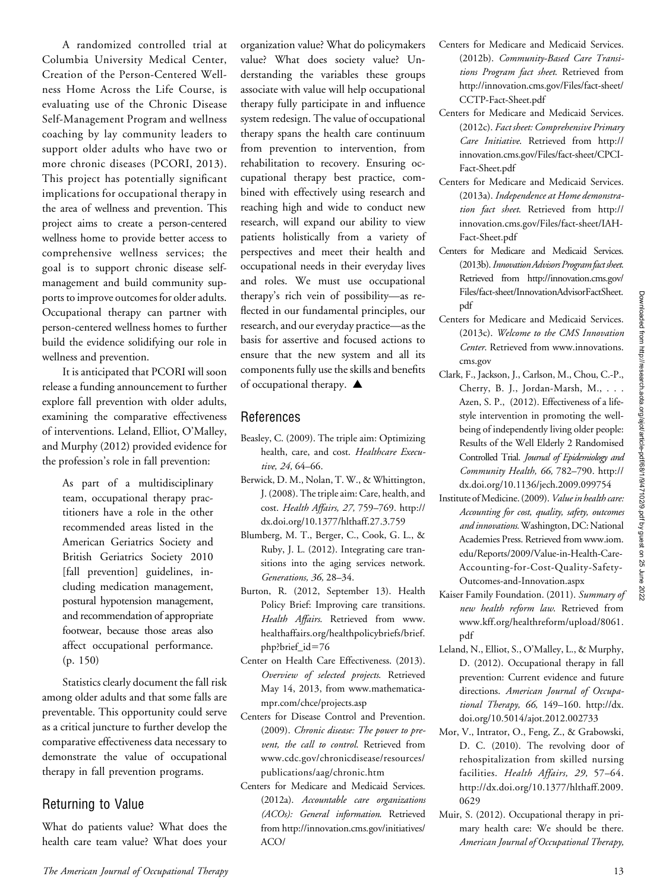A randomized controlled trial at Columbia University Medical Center, Creation of the Person-Centered Wellness Home Across the Life Course, is evaluating use of the Chronic Disease Self-Management Program and wellness coaching by lay community leaders to support older adults who have two or more chronic diseases (PCORI, 2013). This project has potentially significant implications for occupational therapy in the area of wellness and prevention. This project aims to create a person-centered wellness home to provide better access to comprehensive wellness services; the goal is to support chronic disease self-management and build community supports to improve outcomes for older adults. Occupational therapy can partner with person-centered wellness homes to further build the evidence solidifying our role in wellness and prevention.

It is anticipated that PCORI will soon release a funding announcement to further explore fall prevention with older adults, examining the comparative effectiveness of interventions. Leland, Elliot, O'Malley, and Murphy (2012) provided evidence for the profession's role in fall prevention:

> As part of a multidisciplinary team, occupational therapy practitioners have a role in the other recommended areas listed in the American Geriatrics Society and British Geriatrics Society 2010 [fall prevention] guidelines, including medication management, postural hypotension management, and recommendation of appropriate footwear, because those areas also affect occupational performance. (p. 150)

Statistics clearly document the fall risk among older adults and that some falls are preventable. This opportunity could serve as a critical juncture to further develop the comparative effectiveness data necessary to demonstrate the value of occupational therapy in fall prevention programs.

## Returning to Value

What do patients value? What does the health care team value? What does your organization value? What do policymakers value? What does society value? Understanding the variables these groups associate with value will help occupational therapy fully participate in and influence system redesign. The value of occupational therapy spans the health care continuum from prevention to intervention, from rehabilitation to recovery. Ensuring occupational therapy best practice, combined with effectively using research and reaching high and wide to conduct new research, will expand our ability to view patients holistically from a variety of perspectives and meet their health and occupational needs in their everyday lives and roles. We must use occupational therapy's rich vein of possibility—as reflected in our fundamental principles, our research, and our everyday practice—as the basis for assertive and focused actions to ensure that the new system and all its components fully use the skills and benefits of occupational therapy. ▲

## References

Beasley, C. (2009). The triple aim: Optimizing health, care, and cost. *Healthcare Executive, 24,* 64–66.

Berwick, D. M., Nolan, T. W., & Whittington, J. (2008). The triple aim: Care, health, and cost. *Health Affairs, 27,* 759–769. http://dx.doi.org/10.1377/hlthaff.27.3.759

Blumberg, M. T., Berger, C., Cook, G. L., & Ruby, J. L. (2012). Integrating care transitions into the aging services network. *Generations, 36,* 28–34.

Burton, R. (2012, September 13). Health Policy Brief: Improving care transitions. *Health Affairs.* Retrieved from www.healthaffairs.org/healthpolicybriefs/brief.php?brief_id=76

Center on Health Care Effectiveness. (2013). *Overview of selected projects.* Retrieved May 14, 2013, from www.mathematica-mpr.com/chce/projects.asp

Centers for Disease Control and Prevention. (2009). *Chronic disease: The power to prevent, the call to control.* Retrieved from www.cdc.gov/chronicdisease/resources/publications/aag/chronic.htm

Centers for Medicare and Medicaid Services. (2012a). *Accountable care organizations (ACOs): General information.* Retrieved from http://innovation.cms.gov/initiatives/ACO/

Centers for Medicare and Medicaid Services. (2012b). *Community-Based Care Transitions Program fact sheet.* Retrieved from http://innovation.cms.gov/Files/fact-sheet/CCTP-Fact-Sheet.pdf

Centers for Medicare and Medicaid Services. (2012c). *Fact sheet: Comprehensive Primary Care Initiative.* Retrieved from http://innovation.cms.gov/Files/fact-sheet/CPCI-Fact-Sheet.pdf

Centers for Medicare and Medicaid Services. (2013a). *Independence at Home demonstration fact sheet.* Retrieved from http://innovation.cms.gov/Files/fact-sheet/IAH-Fact-Sheet.pdf

Centers for Medicare and Medicaid Services. (2013b). *Innovation Advisors Program fact sheet.* Retrieved from http://innovation.cms.gov/Files/fact-sheet/InnovationAdvisorFactSheet.pdf

Centers for Medicare and Medicaid Services. (2013c). *Welcome to the CMS Innovation Center.* Retrieved from www.innovations.cms.gov

Clark, F., Jackson, J., Carlson, M., Chou, C.-P., Cherry, B. J., Jordan-Marsh, M., . . . Azen, S. P., (2012). Effectiveness of a lifestyle intervention in promoting the well-being of independently living older people: Results of the Well Elderly 2 Randomised Controlled Trial. *Journal of Epidemiology and Community Health, 66,* 782–790. http://dx.doi.org/10.1136/jech.2009.099754

Institute of Medicine. (2009). *Value in health care: Accounting for cost, quality, safety, outcomes and innovations.* Washington, DC: National Academies Press. Retrieved from www.iom.edu/Reports/2009/Value-in-Health-Care-Accounting-for-Cost-Quality-Safety-Outcomes-and-Innovation.aspx

Kaiser Family Foundation. (2011). *Summary of new health reform law.* Retrieved from www.kff.org/healthreform/upload/8061.pdf

Leland, N., Elliot, S., O'Malley, L., & Murphy, D. (2012). Occupational therapy in fall prevention: Current evidence and future directions. *American Journal of Occupational Therapy, 66,* 149–160. http://dx.doi.org/10.5014/ajot.2012.002733

Mor, V., Intrator, O., Feng, Z., & Grabowski, D. C. (2010). The revolving door of rehospitalization from skilled nursing facilities. *Health Affairs, 29,* 57–64. http://dx.doi.org/10.1377/hlthaff.2009.0629

Muir, S. (2012). Occupational therapy in primary health care: We should be there. *American Journal of Occupational Therapy,*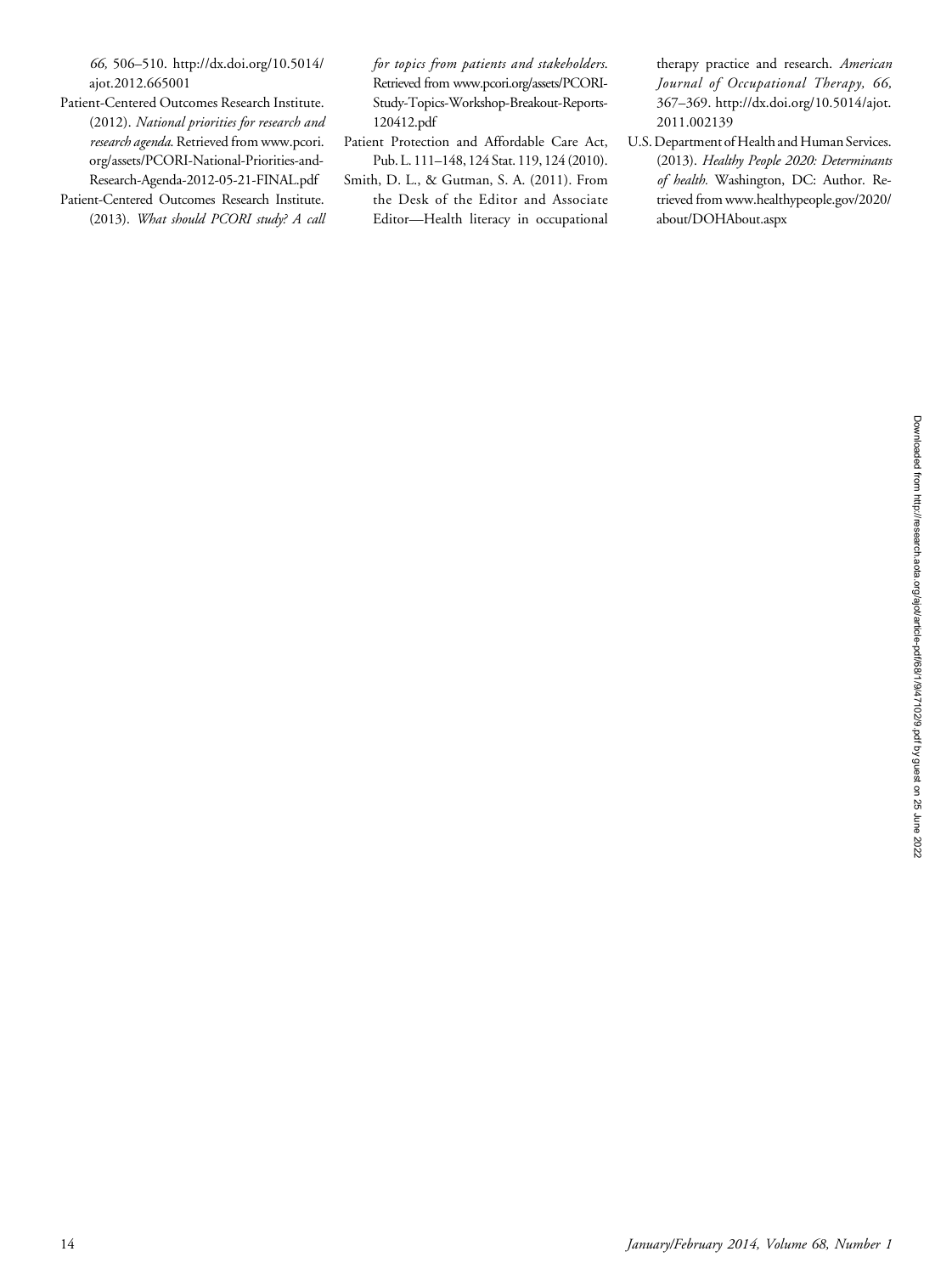*66,* 506–510. http://dx.doi.org/10.5014/ajot.2012.665001

Patient-Centered Outcomes Research Institute. (2012). *National priorities for research and research agenda*. Retrieved from www.pcori.org/assets/PCORI-National-Priorities-and-Research-Agenda-2012-05-21-FINAL.pdf

Patient-Centered Outcomes Research Institute. (2013). *What should PCORI study? A call for topics from patients and stakeholders*. Retrieved from www.pcori.org/assets/PCORI-Study-Topics-Workshop-Breakout-Reports-120412.pdf

Patient Protection and Affordable Care Act, Pub. L. 111–148, 124 Stat. 119, 124 (2010).

Smith, D. L., & Gutman, S. A. (2011). From the Desk of the Editor and Associate Editor—Health literacy in occupational therapy practice and research. *American Journal of Occupational Therapy, 66,* 367–369. http://dx.doi.org/10.5014/ajot.2011.002139

U.S. Department of Health and Human Services. (2013). *Healthy People 2020: Determinants of health*. Washington, DC: Author. Retrieved from www.healthypeople.gov/2020/about/DOHAbout.aspx